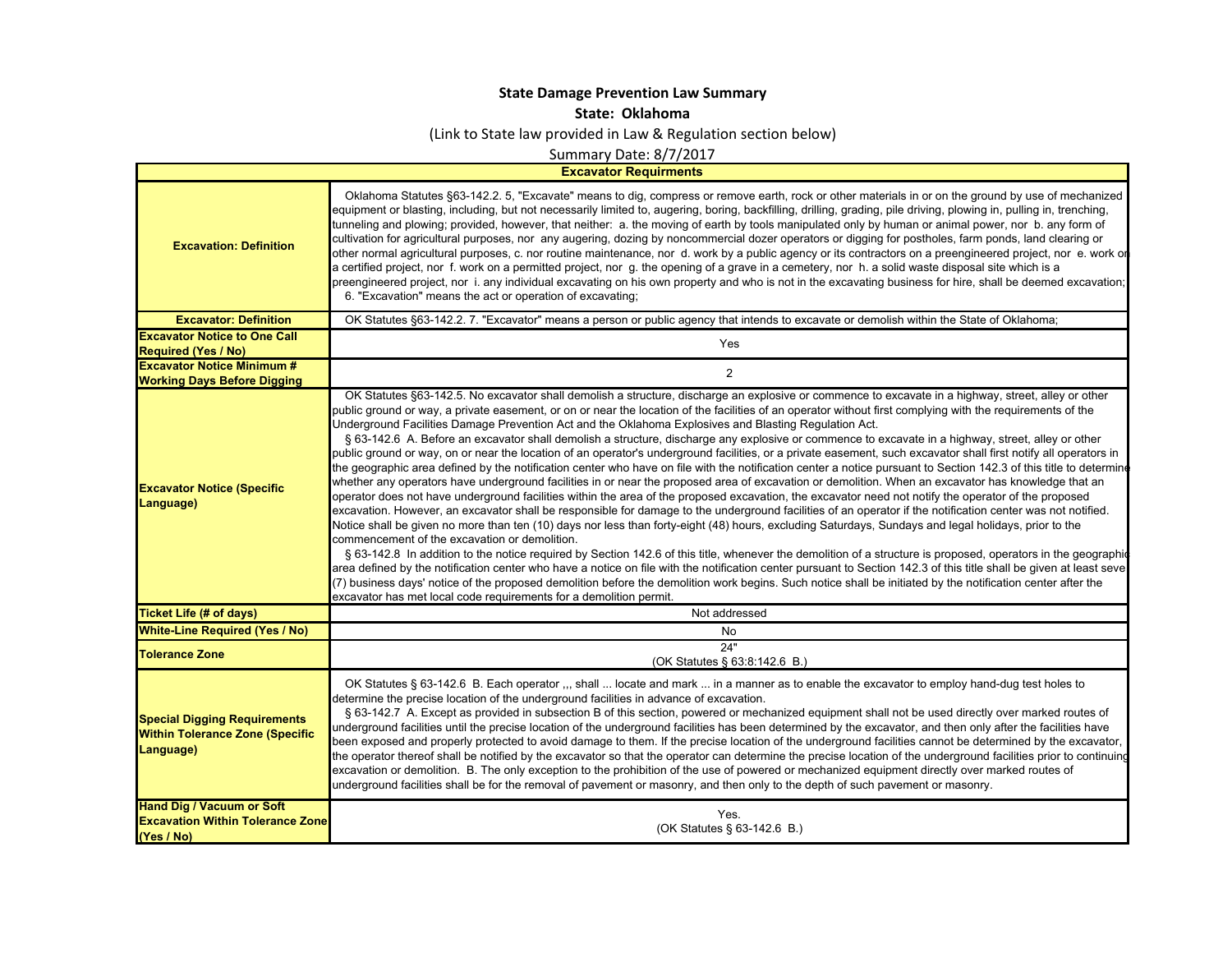**State Damage Prevention Law Summary**

**State: Oklahoma**

(Link to State law provided in Law & Regulation section below)

Summary Date: 8/7/2017

| **Excavator Requirments** | |
|---|---|
| **Excavation: Definition** | Oklahoma Statutes §63-142.2. 5, "Excavate" means to dig, compress or remove earth, rock or other materials in or on the ground by use of mechanized equipment or blasting, including, but not necessarily limited to, augering, boring, backfilling, drilling, grading, pile driving, plowing in, pulling in, trenching, tunneling and plowing; provided, however, that neither: a. the moving of earth by tools manipulated only by human or animal power, nor b. any form of cultivation for agricultural purposes, nor any augering, dozing by noncommercial dozer operators or digging for postholes, farm ponds, land clearing or other normal agricultural purposes, c. nor routine maintenance, nor d. work by a public agency or its contractors on a preengineered project, nor e. work on a certified project, nor f. work on a permitted project, nor g. the opening of a grave in a cemetery, nor h. a solid waste disposal site which is a preengineered project, nor i. any individual excavating on his own property and who is not in the excavating business for hire, shall be deemed excavation; 6. "Excavation" means the act or operation of excavating; |
| **Excavator: Definition** | OK Statutes §63-142.2. 7. "Excavator" means a person or public agency that intends to excavate or demolish within the State of Oklahoma; |
| **Excavator Notice to One Call Required (Yes / No)** | Yes |
| **Excavator Notice Minimum # Working Days Before Digging** | 2 |
| **Excavator Notice (Specific Language)** | OK Statutes §63-142.5. No excavator shall demolish a structure, discharge an explosive or commence to excavate in a highway, street, alley or other public ground or way, a private easement, or on or near the location of the facilities of an operator without first complying with the requirements of the Underground Facilities Damage Prevention Act and the Oklahoma Explosives and Blasting Regulation Act. § 63-142.6 A. Before an excavator shall demolish a structure, discharge any explosive or commence to excavate in a highway, street, alley or other public ground or way, on or near the location of an operator's underground facilities, or a private easement, such excavator shall first notify all operators in the geographic area defined by the notification center who have on file with the notification center a notice pursuant to Section 142.3 of this title to determine whether any operators have underground facilities in or near the proposed area of excavation or demolition. When an excavator has knowledge that an operator does not have underground facilities within the area of the proposed excavation, the excavator need not notify the operator of the proposed excavation. However, an excavator shall be responsible for damage to the underground facilities of an operator if the notification center was not notified. Notice shall be given no more than ten (10) days nor less than forty-eight (48) hours, excluding Saturdays, Sundays and legal holidays, prior to the commencement of the excavation or demolition. § 63-142.8 In addition to the notice required by Section 142.6 of this title, whenever the demolition of a structure is proposed, operators in the geographic area defined by the notification center who have a notice on file with the notification center pursuant to Section 142.3 of this title shall be given at least seven (7) business days' notice of the proposed demolition before the demolition work begins. Such notice shall be initiated by the notification center after the excavator has met local code requirements for a demolition permit. |
| **Ticket Life (# of days)** | Not addressed |
| **White-Line Required (Yes / No)** | No |
| **Tolerance Zone** | 24" (OK Statutes § 63:8:142.6 B.) |
| **Special Digging Requirements Within Tolerance Zone (Specific Language)** | OK Statutes § 63-142.6 B. Each operator ,,, shall ... locate and mark ... in a manner as to enable the excavator to employ hand-dug test holes to determine the precise location of the underground facilities in advance of excavation. § 63-142.7 A. Except as provided in subsection B of this section, powered or mechanized equipment shall not be used directly over marked routes of underground facilities until the precise location of the underground facilities has been determined by the excavator, and then only after the facilities have been exposed and properly protected to avoid damage to them. If the precise location of the underground facilities cannot be determined by the excavator, the operator thereof shall be notified by the excavator so that the operator can determine the precise location of the underground facilities prior to continuing excavation or demolition. B. The only exception to the prohibition of the use of powered or mechanized equipment directly over marked routes of underground facilities shall be for the removal of pavement or masonry, and then only to the depth of such pavement or masonry. |
| **Hand Dig / Vacuum or Soft Excavation Within Tolerance Zone (Yes / No)** | Yes. (OK Statutes § 63-142.6 B.) |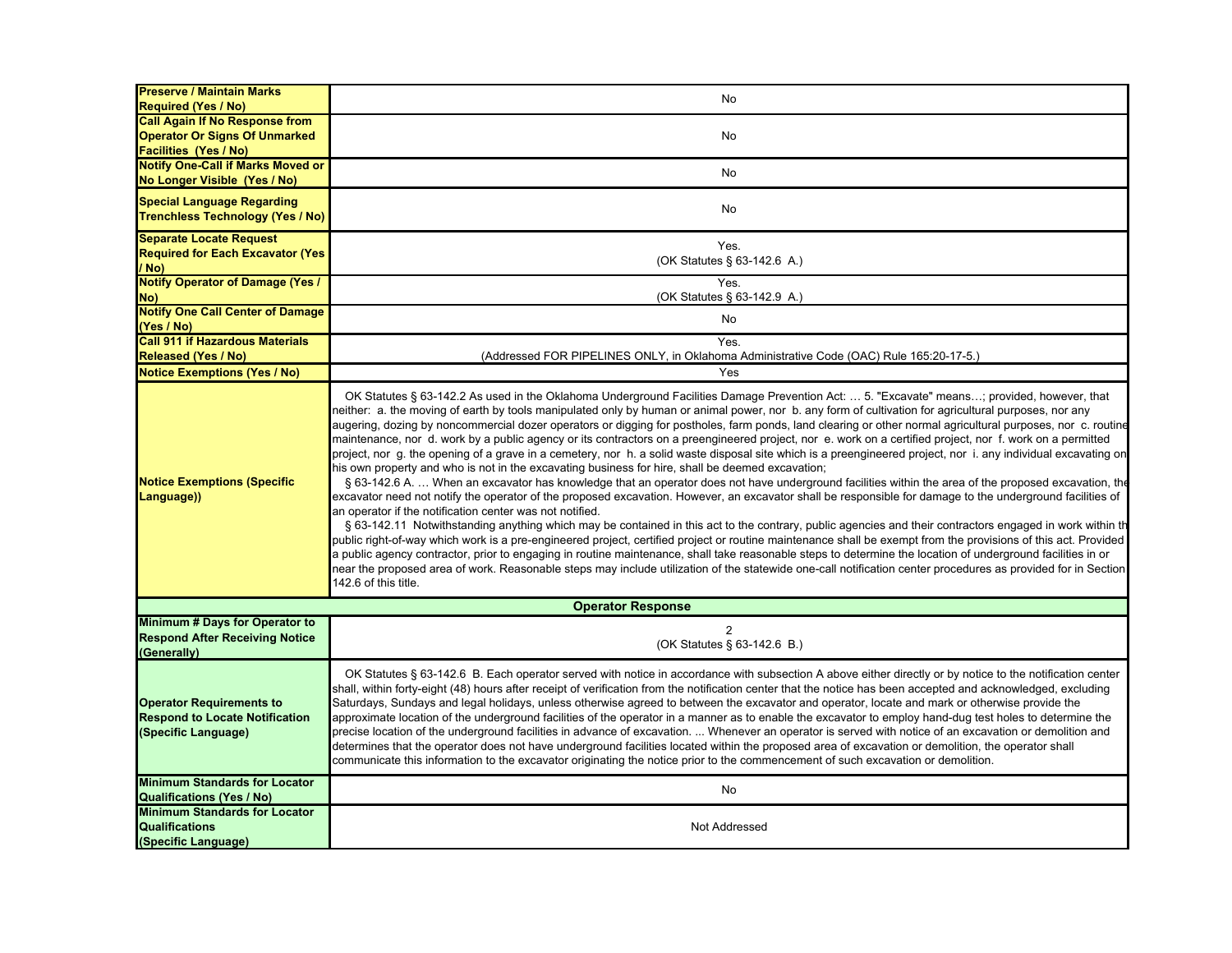| | |
|---|---|
| Preserve / Maintain Marks Required (Yes / No) | No |
| Call Again If No Response from Operator Or Signs Of Unmarked Facilities (Yes / No) | No |
| Notify One-Call if Marks Moved or No Longer Visible (Yes / No) | No |
| Special Language Regarding Trenchless Technology (Yes / No) | No |
| Separate Locate Request Required for Each Excavator (Yes / No) | Yes.<br>(OK Statutes § 63-142.6 A.) |
| Notify Operator of Damage (Yes / No) | Yes.<br>(OK Statutes § 63-142.9 A.) |
| Notify One Call Center of Damage (Yes / No) | No |
| Call 911 if Hazardous Materials Released (Yes / No) | Yes.<br>(Addressed FOR PIPELINES ONLY, in Oklahoma Administrative Code (OAC) Rule 165:20-17-5.) |
| Notice Exemptions (Yes / No) | Yes |
| Notice Exemptions (Specific Language)) | OK Statutes § 63-142.2 As used in the Oklahoma Underground Facilities Damage Prevention Act: … 5. "Excavate" means…; provided, however, that neither: a. the moving of earth by tools manipulated only by human or animal power, nor b. any form of cultivation for agricultural purposes, nor any augering, dozing by noncommercial dozer operators or digging for postholes, farm ponds, land clearing or other normal agricultural purposes, nor c. routine maintenance, nor d. work by a public agency or its contractors on a preengineered project, nor e. work on a certified project, nor f. work on a permitted project, nor g. the opening of a grave in a cemetery, nor h. a solid waste disposal site which is a preengineered project, nor i. any individual excavating on his own property and who is not in the excavating business for hire, shall be deemed excavation;<br>§ 63-142.6 A. … When an excavator has knowledge that an operator does not have underground facilities within the area of the proposed excavation, the excavator need not notify the operator of the proposed excavation. However, an excavator shall be responsible for damage to the underground facilities of an operator if the notification center was not notified.<br>§ 63-142.11 Notwithstanding anything which may be contained in this act to the contrary, public agencies and their contractors engaged in work within the public right-of-way which work is a pre-engineered project, certified project or routine maintenance shall be exempt from the provisions of this act. Provided a public agency contractor, prior to engaging in routine maintenance, shall take reasonable steps to determine the location of underground facilities in or near the proposed area of work. Reasonable steps may include utilization of the statewide one-call notification center procedures as provided for in Section 142.6 of this title. |
| **Operator Response** | |
| Minimum # Days for Operator to Respond After Receiving Notice (Generally) | 2<br>(OK Statutes § 63-142.6 B.) |
| Operator Requirements to Respond to Locate Notification (Specific Language) | OK Statutes § 63-142.6 B. Each operator served with notice in accordance with subsection A above either directly or by notice to the notification center shall, within forty-eight (48) hours after receipt of verification from the notification center that the notice has been accepted and acknowledged, excluding Saturdays, Sundays and legal holidays, unless otherwise agreed to between the excavator and operator, locate and mark or otherwise provide the approximate location of the underground facilities of the operator in a manner as to enable the excavator to employ hand-dug test holes to determine the precise location of the underground facilities in advance of excavation. ... Whenever an operator is served with notice of an excavation or demolition and determines that the operator does not have underground facilities located within the proposed area of excavation or demolition, the operator shall communicate this information to the excavator originating the notice prior to the commencement of such excavation or demolition. |
| Minimum Standards for Locator Qualifications (Yes / No) | No |
| Minimum Standards for Locator Qualifications (Specific Language) | Not Addressed |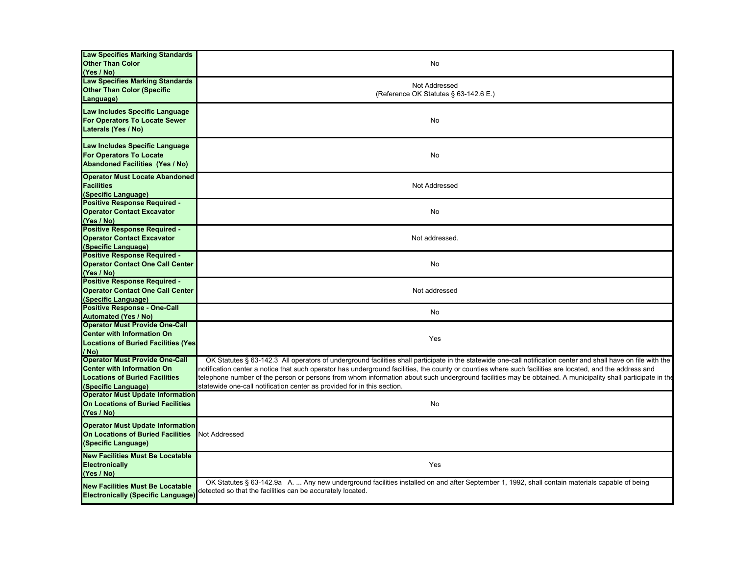| | |
|---|---|
| **Law Specifies Marking Standards Other Than Color (Yes / No)** | No |
| **Law Specifies Marking Standards Other Than Color (Specific Language)** | Not Addressed<br>(Reference OK Statutes § 63-142.6 E.) |
| **Law Includes Specific Language For Operators To Locate Sewer Laterals (Yes / No)** | No |
| **Law Includes Specific Language For Operators To Locate Abandoned Facilities (Yes / No)** | No |
| **Operator Must Locate Abandoned Facilities (Specific Language)** | Not Addressed |
| **Positive Response Required - Operator Contact Excavator (Yes / No)** | No |
| **Positive Response Required - Operator Contact Excavator (Specific Language)** | Not addressed. |
| **Positive Response Required - Operator Contact One Call Center (Yes / No)** | No |
| **Positive Response Required - Operator Contact One Call Center (Specific Language)** | Not addressed |
| **Positive Response - One-Call Automated (Yes / No)** | No |
| **Operator Must Provide One-Call Center with Information On Locations of Buried Facilities (Yes / No)** | Yes |
| **Operator Must Provide One-Call Center with Information On Locations of Buried Facilities (Specific Language)** | OK Statutes § 63-142.3 All operators of underground facilities shall participate in the statewide one-call notification center and shall have on file with the notification center a notice that such operator has underground facilities, the county or counties where such facilities are located, and the address and telephone number of the person or persons from whom information about such underground facilities may be obtained. A municipality shall participate in the statewide one-call notification center as provided for in this section. |
| **Operator Must Update Information On Locations of Buried Facilities (Yes / No)** | No |
| **Operator Must Update Information On Locations of Buried Facilities (Specific Language)** | Not Addressed |
| **New Facilities Must Be Locatable Electronically (Yes / No)** | Yes |
| **New Facilities Must Be Locatable Electronically (Specific Language)** | OK Statutes § 63-142.9a A. ... Any new underground facilities installed on and after September 1, 1992, shall contain materials capable of being detected so that the facilities can be accurately located. |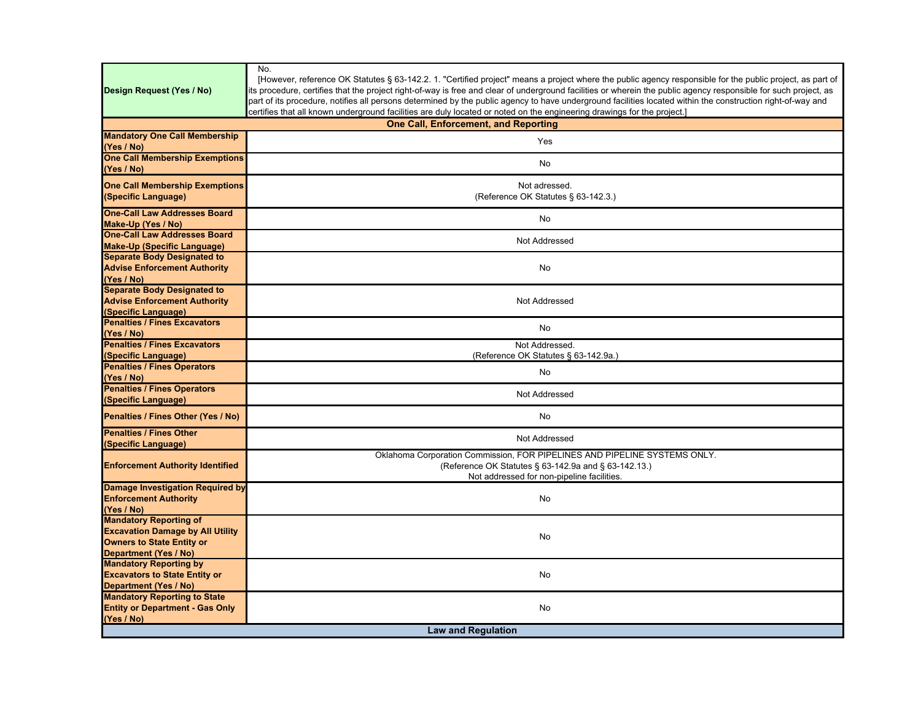| | |
|---|---|
| **Design Request (Yes / No)** | No. [However, reference OK Statutes § 63-142.2. 1. "Certified project" means a project where the public agency responsible for the public project, as part of its procedure, certifies that the project right-of-way is free and clear of underground facilities or wherein the public agency responsible for such project, as part of its procedure, notifies all persons determined by the public agency to have underground facilities located within the construction right-of-way and certifies that all known underground facilities are duly located or noted on the engineering drawings for the project.] |
| **One Call, Enforcement, and Reporting** | |
| **Mandatory One Call Membership (Yes / No)** | Yes |
| **One Call Membership Exemptions (Yes / No)** | No |
| **One Call Membership Exemptions (Specific Language)** | Not adressed. (Reference OK Statutes § 63-142.3.) |
| **One-Call Law Addresses Board Make-Up (Yes / No)** | No |
| **One-Call Law Addresses Board Make-Up (Specific Language)** | Not Addressed |
| **Separate Body Designated to Advise Enforcement Authority (Yes / No)** | No |
| **Separate Body Designated to Advise Enforcement Authority (Specific Language)** | Not Addressed |
| **Penalties / Fines Excavators (Yes / No)** | No |
| **Penalties / Fines Excavators (Specific Language)** | Not Addressed. (Reference OK Statutes § 63-142.9a.) |
| **Penalties / Fines Operators (Yes / No)** | No |
| **Penalties / Fines Operators (Specific Language)** | Not Addressed |
| **Penalties / Fines Other (Yes / No)** | No |
| **Penalties / Fines Other (Specific Language)** | Not Addressed |
| **Enforcement Authority Identified** | Oklahoma Corporation Commission, FOR PIPELINES AND PIPELINE SYSTEMS ONLY. (Reference OK Statutes § 63-142.9a and § 63-142.13.) Not addressed for non-pipeline facilities. |
| **Damage Investigation Required by Enforcement Authority (Yes / No)** | No |
| **Mandatory Reporting of Excavation Damage by All Utility Owners to State Entity or Department (Yes / No)** | No |
| **Mandatory Reporting by Excavators to State Entity or Department (Yes / No)** | No |
| **Mandatory Reporting to State Entity or Department - Gas Only (Yes / No)** | No |
| **Law and Regulation** | |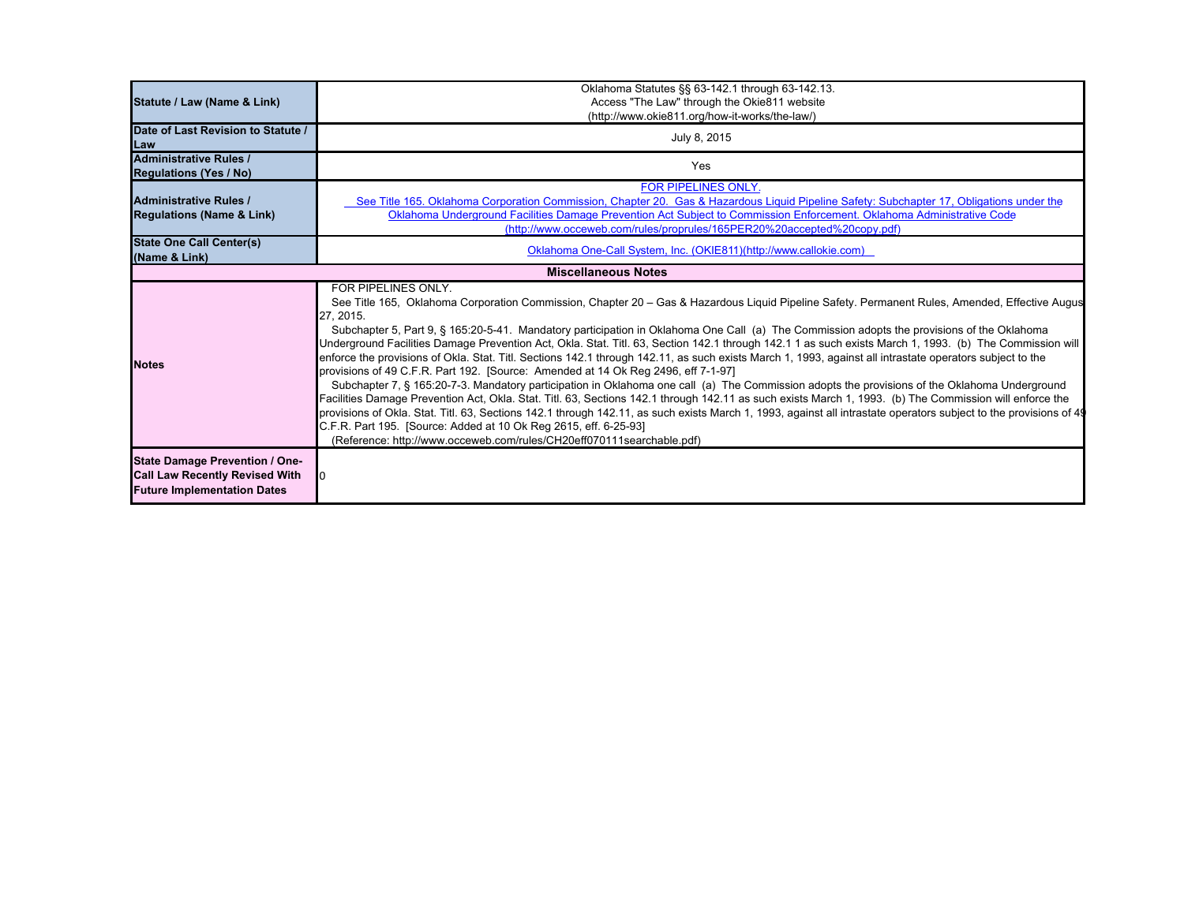| | |
|---|---|
| **Statute / Law (Name & Link)** | Oklahoma Statutes §§ 63-142.1 through 63-142.13. Access "The Law" through the Okie811 website (http://www.okie811.org/how-it-works/the-law/) |
| **Date of Last Revision to Statute / Law** | July 8, 2015 |
| **Administrative Rules / Regulations (Yes / No)** | Yes |
| **Administrative Rules / Regulations (Name & Link)** | FOR PIPELINES ONLY. See Title 165. Oklahoma Corporation Commission, Chapter 20. Gas & Hazardous Liquid Pipeline Safety: Subchapter 17, Obligations under the Oklahoma Underground Facilities Damage Prevention Act Subject to Commission Enforcement. Oklahoma Administrative Code (http://www.occeweb.com/rules/proprules/165PER20%20accepted%20copy.pdf) |
| **State One Call Center(s) (Name & Link)** | Oklahoma One-Call System, Inc. (OKIE811)(http://www.callokie.com) |
| **Miscellaneous Notes** | |
| **Notes** | FOR PIPELINES ONLY. See Title 165, Oklahoma Corporation Commission, Chapter 20 – Gas & Hazardous Liquid Pipeline Safety. Permanent Rules, Amended, Effective August 27, 2015. Subchapter 5, Part 9, § 165:20-5-41. Mandatory participation in Oklahoma One Call (a) The Commission adopts the provisions of the Oklahoma Underground Facilities Damage Prevention Act, Okla. Stat. Titl. 63, Section 142.1 through 142.1 1 as such exists March 1, 1993. (b) The Commission will enforce the provisions of Okla. Stat. Titl. Sections 142.1 through 142.11, as such exists March 1, 1993, against all intrastate operators subject to the provisions of 49 C.F.R. Part 192. [Source: Amended at 14 Ok Reg 2496, eff 7-1-97] Subchapter 7, § 165:20-7-3. Mandatory participation in Oklahoma one call (a) The Commission adopts the provisions of the Oklahoma Underground Facilities Damage Prevention Act, Okla. Stat. Titl. 63, Sections 142.1 through 142.11 as such exists March 1, 1993. (b) The Commission will enforce the provisions of Okla. Stat. Titl. 63, Sections 142.1 through 142.11, as such exists March 1, 1993, against all intrastate operators subject to the provisions of 49 C.F.R. Part 195. [Source: Added at 10 Ok Reg 2615, eff. 6-25-93] (Reference: http://www.occeweb.com/rules/CH20eff070111searchable.pdf) |
| **State Damage Prevention / One-Call Law Recently Revised With Future Implementation Dates** | 0 |